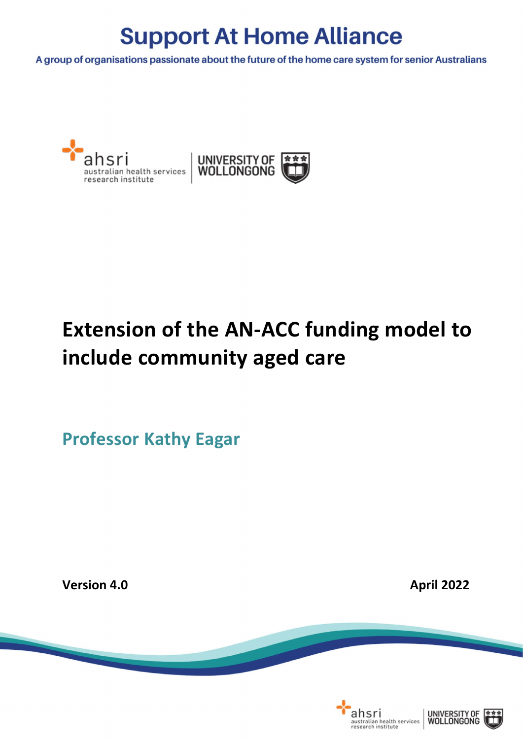# Support At Home Alliance

A group of organisations passionate about the future of the home care system for senior Australians

ahsri australian health services research institute | UNIVERSITY OF WOLLONGONG

# Extension of the AN-ACC funding model to include community aged care

## Professor Kathy Eagar

**Version 4.0** **April 2022**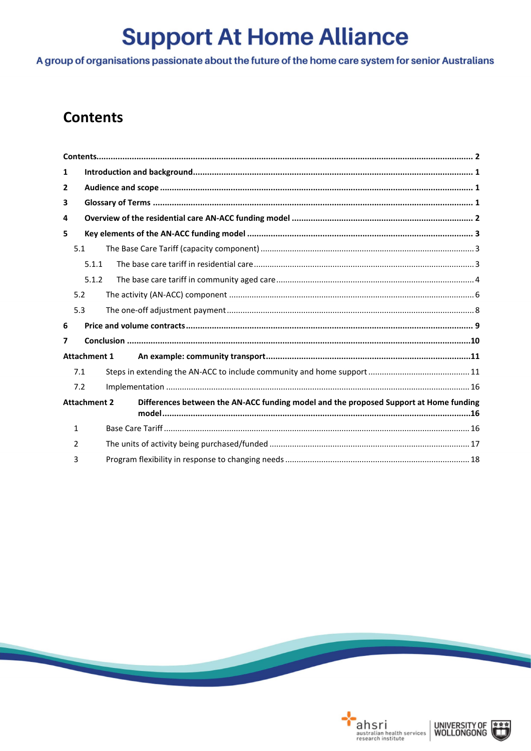# Contents

| | | |
|---|---|---|
| **Contents** | | **2** |
| **1** | **Introduction and background** | **1** |
| **2** | **Audience and scope** | **1** |
| **3** | **Glossary of Terms** | **1** |
| **4** | **Overview of the residential care AN-ACC funding model** | **2** |
| **5** | **Key elements of the AN-ACC funding model** | **3** |
| 5.1 | The Base Care Tariff (capacity component) | 3 |
| 5.1.1 | The base care tariff in residential care | 3 |
| 5.1.2 | The base care tariff in community aged care | 4 |
| 5.2 | The activity (AN-ACC) component | 6 |
| 5.3 | The one-off adjustment payment | 8 |
| **6** | **Price and volume contracts** | **9** |
| **7** | **Conclusion** | **10** |
| **Attachment 1** | **An example: community transport** | **11** |
| 7.1 | Steps in extending the AN-ACC to include community and home support | 11 |
| 7.2 | Implementation | 16 |
| **Attachment 2** | **Differences between the AN-ACC funding model and the proposed Support at Home funding model** | **16** |
| 1 | Base Care Tariff | 16 |
| 2 | The units of activity being purchased/funded | 17 |
| 3 | Program flexibility in response to changing needs | 18 |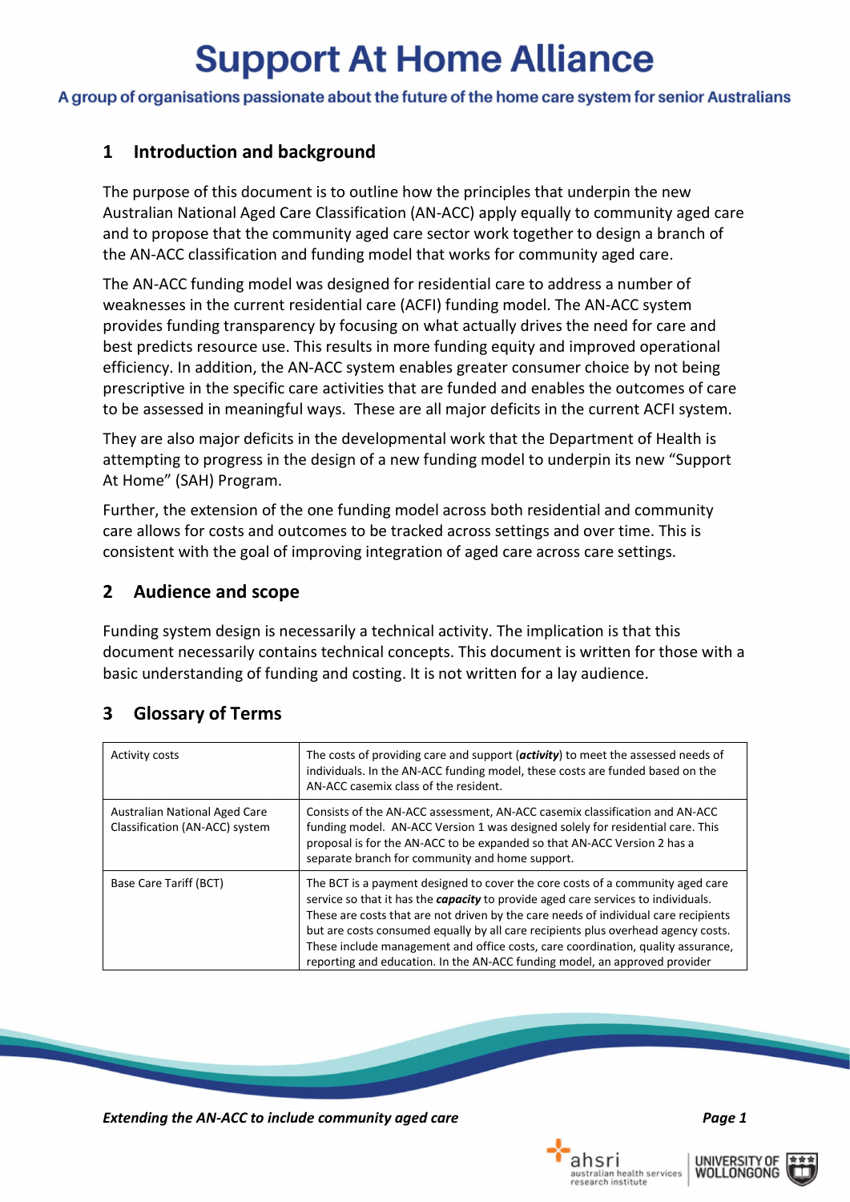# Support At Home Alliance

A group of organisations passionate about the future of the home care system for senior Australians

## 1 Introduction and background

The purpose of this document is to outline how the principles that underpin the new Australian National Aged Care Classification (AN-ACC) apply equally to community aged care and to propose that the community aged care sector work together to design a branch of the AN-ACC classification and funding model that works for community aged care.

The AN-ACC funding model was designed for residential care to address a number of weaknesses in the current residential care (ACFI) funding model. The AN-ACC system provides funding transparency by focusing on what actually drives the need for care and best predicts resource use. This results in more funding equity and improved operational efficiency. In addition, the AN-ACC system enables greater consumer choice by not being prescriptive in the specific care activities that are funded and enables the outcomes of care to be assessed in meaningful ways. These are all major deficits in the current ACFI system.

They are also major deficits in the developmental work that the Department of Health is attempting to progress in the design of a new funding model to underpin its new "Support At Home" (SAH) Program.

Further, the extension of the one funding model across both residential and community care allows for costs and outcomes to be tracked across settings and over time. This is consistent with the goal of improving integration of aged care across care settings.

## 2 Audience and scope

Funding system design is necessarily a technical activity. The implication is that this document necessarily contains technical concepts. This document is written for those with a basic understanding of funding and costing. It is not written for a lay audience.

## 3 Glossary of Terms

| | |
|---|---|
| Activity costs | The costs of providing care and support (***activity***) to meet the assessed needs of individuals. In the AN-ACC funding model, these costs are funded based on the AN-ACC casemix class of the resident. |
| Australian National Aged Care Classification (AN-ACC) system | Consists of the AN-ACC assessment, AN-ACC casemix classification and AN-ACC funding model. AN-ACC Version 1 was designed solely for residential care. This proposal is for the AN-ACC to be expanded so that AN-ACC Version 2 has a separate branch for community and home support. |
| Base Care Tariff (BCT) | The BCT is a payment designed to cover the core costs of a community aged care service so that it has the ***capacity*** to provide aged care services to individuals. These are costs that are not driven by the care needs of individual care recipients but are costs consumed equally by all care recipients plus overhead agency costs. These include management and office costs, care coordination, quality assurance, reporting and education. In the AN-ACC funding model, an approved provider |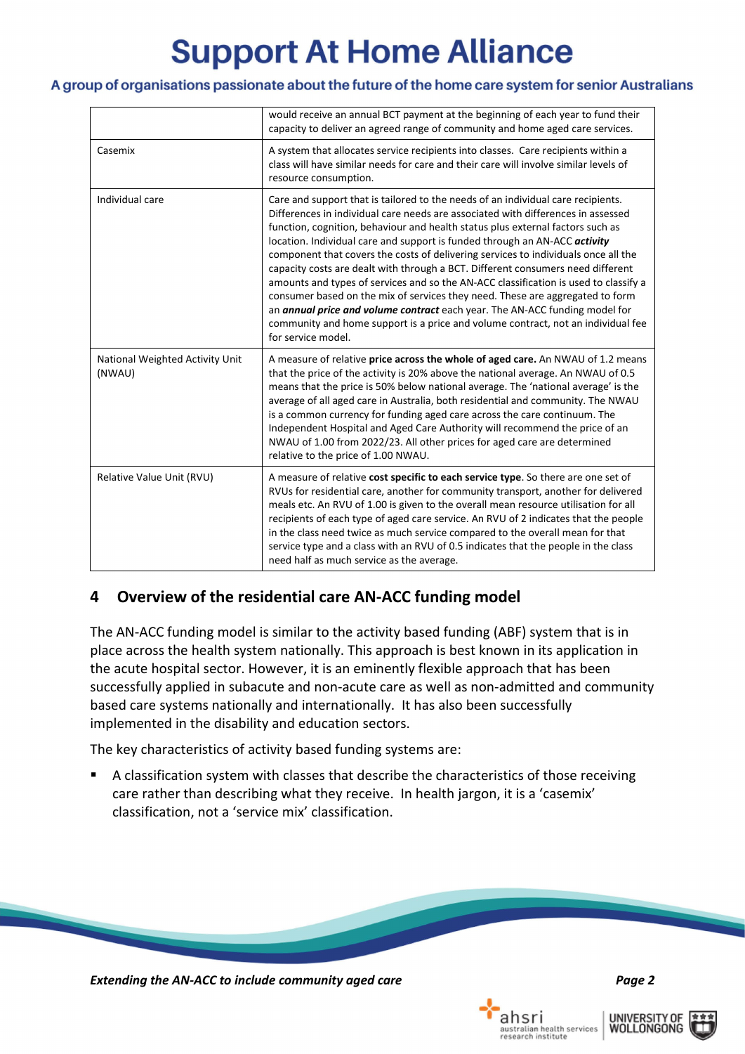| | |
|---|---|
| | would receive an annual BCT payment at the beginning of each year to fund their capacity to deliver an agreed range of community and home aged care services. |
| Casemix | A system that allocates service recipients into classes. Care recipients within a class will have similar needs for care and their care will involve similar levels of resource consumption. |
| Individual care | Care and support that is tailored to the needs of an individual care recipients. Differences in individual care needs are associated with differences in assessed function, cognition, behaviour and health status plus external factors such as location. Individual care and support is funded through an AN-ACC ***activity*** component that covers the costs of delivering services to individuals once all the capacity costs are dealt with through a BCT. Different consumers need different amounts and types of services and so the AN-ACC classification is used to classify a consumer based on the mix of services they need. These are aggregated to form an ***annual price and volume contract*** each year. The AN-ACC funding model for community and home support is a price and volume contract, not an individual fee for service model. |
| National Weighted Activity Unit (NWAU) | A measure of relative **price across the whole of aged care.** An NWAU of 1.2 means that the price of the activity is 20% above the national average. An NWAU of 0.5 means that the price is 50% below national average. The 'national average' is the average of all aged care in Australia, both residential and community. The NWAU is a common currency for funding aged care across the care continuum. The Independent Hospital and Aged Care Authority will recommend the price of an NWAU of 1.00 from 2022/23. All other prices for aged care are determined relative to the price of 1.00 NWAU. |
| Relative Value Unit (RVU) | A measure of relative **cost specific to each service type**. So there are one set of RVUs for residential care, another for community transport, another for delivered meals etc. An RVU of 1.00 is given to the overall mean resource utilisation for all recipients of each type of aged care service. An RVU of 2 indicates that the people in the class need twice as much service compared to the overall mean for that service type and a class with an RVU of 0.5 indicates that the people in the class need half as much service as the average. |

## 4 Overview of the residential care AN-ACC funding model

The AN-ACC funding model is similar to the activity based funding (ABF) system that is in place across the health system nationally. This approach is best known in its application in the acute hospital sector. However, it is an eminently flexible approach that has been successfully applied in subacute and non-acute care as well as non-admitted and community based care systems nationally and internationally. It has also been successfully implemented in the disability and education sectors.

The key characteristics of activity based funding systems are:

- A classification system with classes that describe the characteristics of those receiving care rather than describing what they receive. In health jargon, it is a 'casemix' classification, not a 'service mix' classification.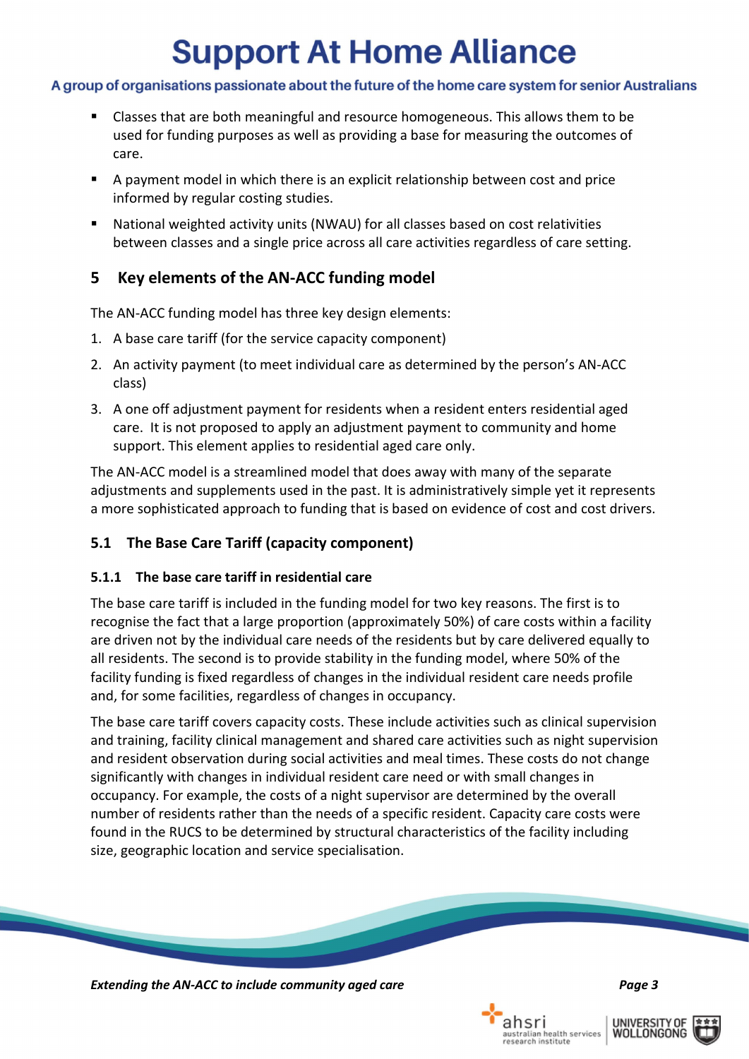- Classes that are both meaningful and resource homogeneous. This allows them to be used for funding purposes as well as providing a base for measuring the outcomes of care.
- A payment model in which there is an explicit relationship between cost and price informed by regular costing studies.
- National weighted activity units (NWAU) for all classes based on cost relativities between classes and a single price across all care activities regardless of care setting.

## 5 Key elements of the AN-ACC funding model

The AN-ACC funding model has three key design elements:

1. A base care tariff (for the service capacity component)
2. An activity payment (to meet individual care as determined by the person's AN-ACC class)
3. A one off adjustment payment for residents when a resident enters residential aged care. It is not proposed to apply an adjustment payment to community and home support. This element applies to residential aged care only.

The AN-ACC model is a streamlined model that does away with many of the separate adjustments and supplements used in the past. It is administratively simple yet it represents a more sophisticated approach to funding that is based on evidence of cost and cost drivers.

### 5.1 The Base Care Tariff (capacity component)

#### 5.1.1 The base care tariff in residential care

The base care tariff is included in the funding model for two key reasons. The first is to recognise the fact that a large proportion (approximately 50%) of care costs within a facility are driven not by the individual care needs of the residents but by care delivered equally to all residents. The second is to provide stability in the funding model, where 50% of the facility funding is fixed regardless of changes in the individual resident care needs profile and, for some facilities, regardless of changes in occupancy.

The base care tariff covers capacity costs. These include activities such as clinical supervision and training, facility clinical management and shared care activities such as night supervision and resident observation during social activities and meal times. These costs do not change significantly with changes in individual resident care need or with small changes in occupancy. For example, the costs of a night supervisor are determined by the overall number of residents rather than the needs of a specific resident. Capacity care costs were found in the RUCS to be determined by structural characteristics of the facility including size, geographic location and service specialisation.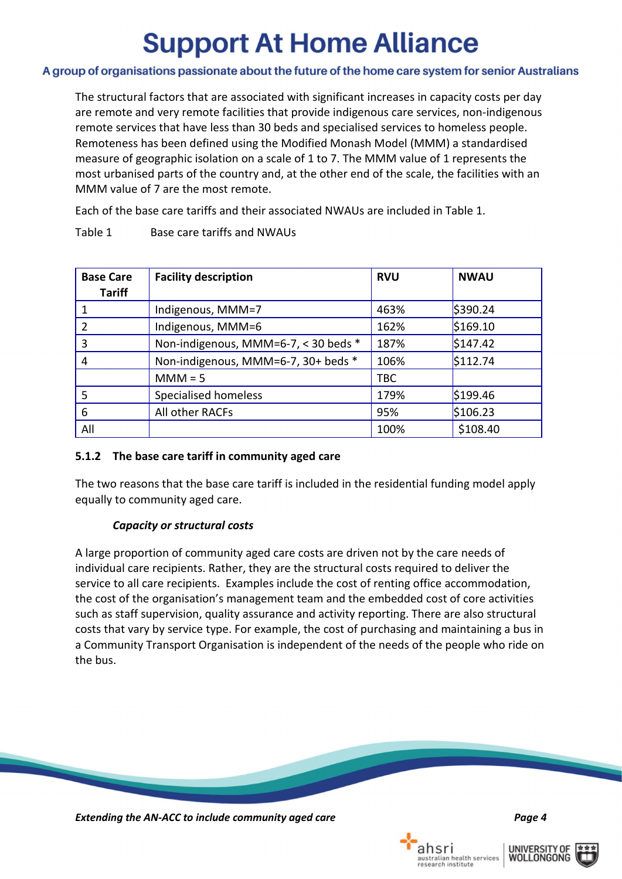The structural factors that are associated with significant increases in capacity costs per day are remote and very remote facilities that provide indigenous care services, non-indigenous remote services that have less than 30 beds and specialised services to homeless people. Remoteness has been defined using the Modified Monash Model (MMM) a standardised measure of geographic isolation on a scale of 1 to 7. The MMM value of 1 represents the most urbanised parts of the country and, at the other end of the scale, the facilities with an MMM value of 7 are the most remote.

Each of the base care tariffs and their associated NWAUs are included in Table 1.

Table 1 Base care tariffs and NWAUs

| Base Care Tariff | Facility description | RVU | NWAU |
|---|---|---|---|
| 1 | Indigenous, MMM=7 | 463% | $390.24 |
| 2 | Indigenous, MMM=6 | 162% | $169.10 |
| 3 | Non-indigenous, MMM=6-7, < 30 beds * | 187% | $147.42 |
| 4 | Non-indigenous, MMM=6-7, 30+ beds * | 106% | $112.74 |
| | MMM = 5 | TBC | |
| 5 | Specialised homeless | 179% | $199.46 |
| 6 | All other RACFs | 95% | $106.23 |
| All | | 100% | $108.40 |

#### 5.1.2 The base care tariff in community aged care

The two reasons that the base care tariff is included in the residential funding model apply equally to community aged care.

***Capacity or structural costs***

A large proportion of community aged care costs are driven not by the care needs of individual care recipients. Rather, they are the structural costs required to deliver the service to all care recipients. Examples include the cost of renting office accommodation, the cost of the organisation's management team and the embedded cost of core activities such as staff supervision, quality assurance and activity reporting. There are also structural costs that vary by service type. For example, the cost of purchasing and maintaining a bus in a Community Transport Organisation is independent of the needs of the people who ride on the bus.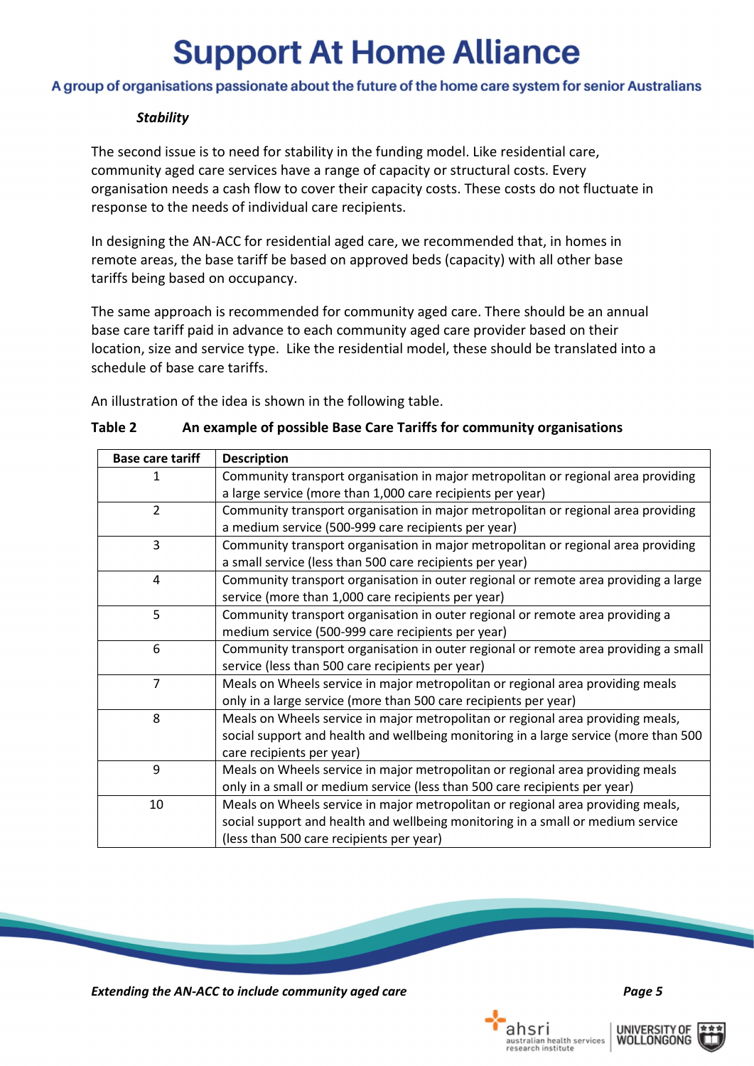### *Stability*

The second issue is to need for stability in the funding model. Like residential care, community aged care services have a range of capacity or structural costs. Every organisation needs a cash flow to cover their capacity costs. These costs do not fluctuate in response to the needs of individual care recipients.

In designing the AN-ACC for residential aged care, we recommended that, in homes in remote areas, the base tariff be based on approved beds (capacity) with all other base tariffs being based on occupancy.

The same approach is recommended for community aged care. There should be an annual base care tariff paid in advance to each community aged care provider based on their location, size and service type. Like the residential model, these should be translated into a schedule of base care tariffs.

An illustration of the idea is shown in the following table.

**Table 2 An example of possible Base Care Tariffs for community organisations**

| Base care tariff | Description |
|---|---|
| 1 | Community transport organisation in major metropolitan or regional area providing a large service (more than 1,000 care recipients per year) |
| 2 | Community transport organisation in major metropolitan or regional area providing a medium service (500-999 care recipients per year) |
| 3 | Community transport organisation in major metropolitan or regional area providing a small service (less than 500 care recipients per year) |
| 4 | Community transport organisation in outer regional or remote area providing a large service (more than 1,000 care recipients per year) |
| 5 | Community transport organisation in outer regional or remote area providing a medium service (500-999 care recipients per year) |
| 6 | Community transport organisation in outer regional or remote area providing a small service (less than 500 care recipients per year) |
| 7 | Meals on Wheels service in major metropolitan or regional area providing meals only in a large service (more than 500 care recipients per year) |
| 8 | Meals on Wheels service in major metropolitan or regional area providing meals, social support and health and wellbeing monitoring in a large service (more than 500 care recipients per year) |
| 9 | Meals on Wheels service in major metropolitan or regional area providing meals only in a small or medium service (less than 500 care recipients per year) |
| 10 | Meals on Wheels service in major metropolitan or regional area providing meals, social support and health and wellbeing monitoring in a small or medium service (less than 500 care recipients per year) |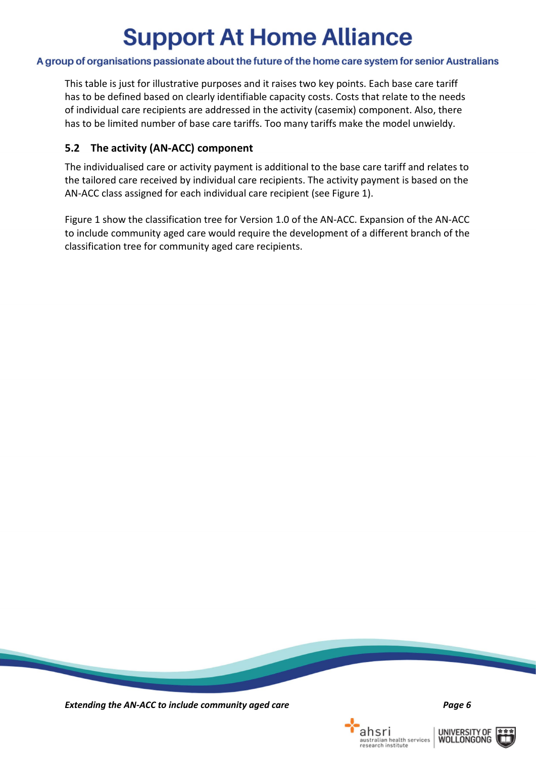This table is just for illustrative purposes and it raises two key points. Each base care tariff has to be defined based on clearly identifiable capacity costs. Costs that relate to the needs of individual care recipients are addressed in the activity (casemix) component. Also, there has to be limited number of base care tariffs. Too many tariffs make the model unwieldy.

## 5.2 The activity (AN-ACC) component

The individualised care or activity payment is additional to the base care tariff and relates to the tailored care received by individual care recipients. The activity payment is based on the AN-ACC class assigned for each individual care recipient (see Figure 1).

Figure 1 show the classification tree for Version 1.0 of the AN-ACC. Expansion of the AN-ACC to include community aged care would require the development of a different branch of the classification tree for community aged care recipients.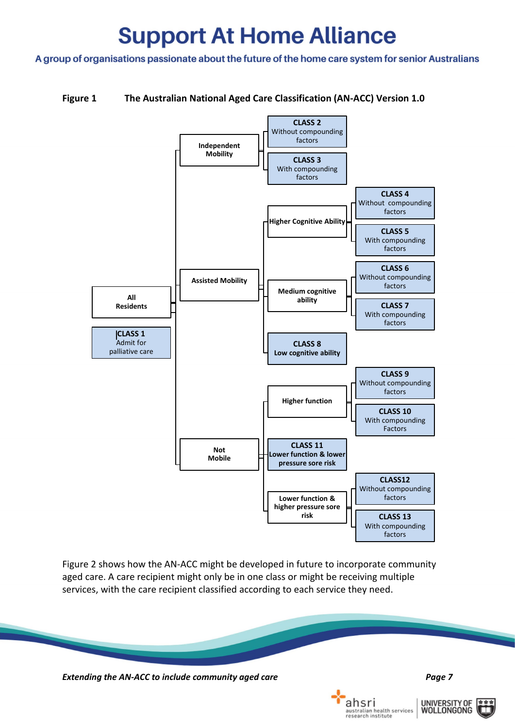**Figure 1 The Australian National Aged Care Classification (AN-ACC) Version 1.0**

- **All Residents**
  - **Independent Mobility**
    - **CLASS 2** Without compounding factors
    - **CLASS 3** With compounding factors
  - **Assisted Mobility**
    - **Higher Cognitive Ability**
      - **CLASS 4** Without compounding factors
      - **CLASS 5** With compounding factors
    - **Medium cognitive ability**
      - **CLASS 6** Without compounding factors
      - **CLASS 7** With compounding factors
    - **CLASS 8** **Low cognitive ability**
  - **Not Mobile**
    - **Higher function**
      - **CLASS 9** Without compounding factors
      - **CLASS 10** With compounding Factors
    - **CLASS 11** **Lower function & lower pressure sore risk**
    - **Lower function & higher pressure sore risk**
      - **CLASS12** Without compounding factors
      - **CLASS 13** With compounding factors
- **CLASS 1** Admit for palliative care

Figure 2 shows how the AN-ACC might be developed in future to incorporate community aged care. A care recipient might only be in one class or might be receiving multiple services, with the care recipient classified according to each service they need.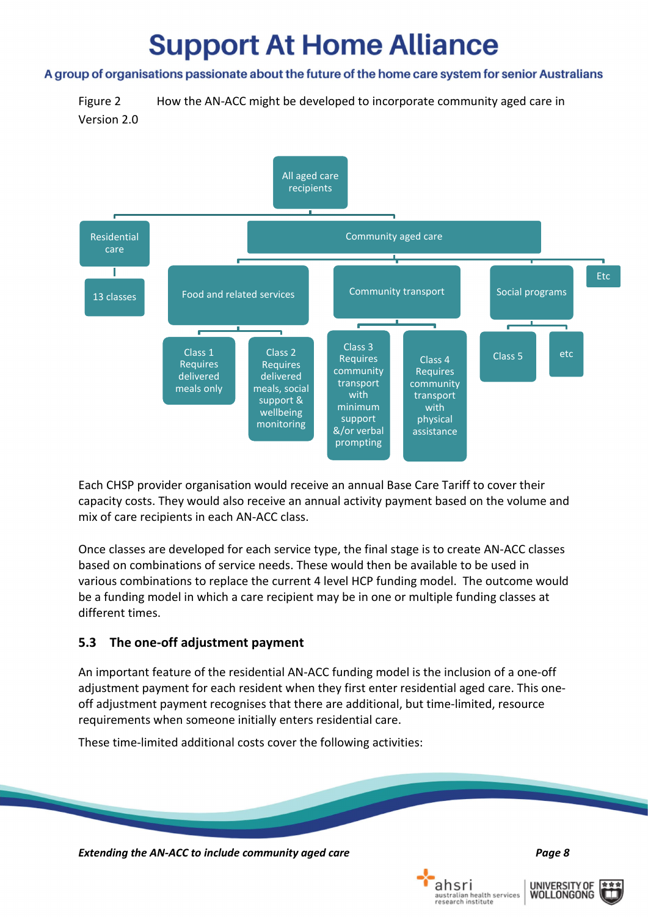Figure 2 How the AN-ACC might be developed to incorporate community aged care in Version 2.0

- All aged care recipients
  - Residential care
    - 13 classes
  - Community aged care
    - Food and related services
      - Class 1 Requires delivered meals only
      - Class 2 Requires delivered meals, social support & wellbeing monitoring
    - Community transport
      - Class 3 Requires community transport with minimum support &/or verbal prompting
      - Class 4 Requires community transport with physical assistance
    - Social programs
      - Class 5
      - etc
    - Etc

Each CHSP provider organisation would receive an annual Base Care Tariff to cover their capacity costs. They would also receive an annual activity payment based on the volume and mix of care recipients in each AN-ACC class.

Once classes are developed for each service type, the final stage is to create AN-ACC classes based on combinations of service needs. These would then be available to be used in various combinations to replace the current 4 level HCP funding model. The outcome would be a funding model in which a care recipient may be in one or multiple funding classes at different times.

### 5.3 The one-off adjustment payment

An important feature of the residential AN-ACC funding model is the inclusion of a one-off adjustment payment for each resident when they first enter residential aged care. This one-off adjustment payment recognises that there are additional, but time-limited, resource requirements when someone initially enters residential care.

These time-limited additional costs cover the following activities: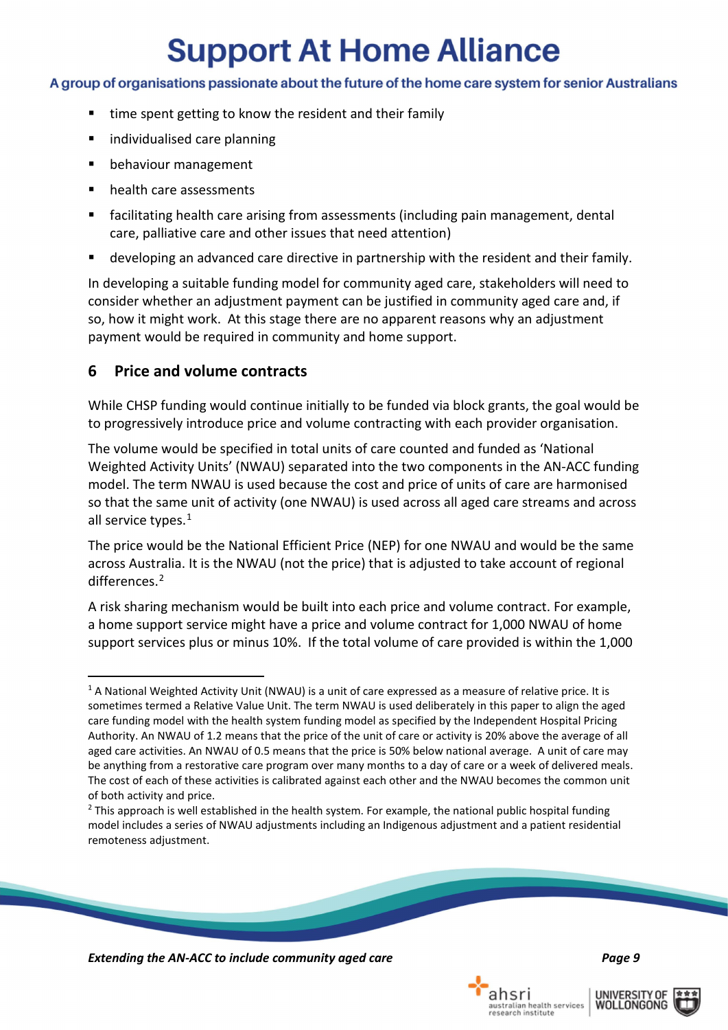- time spent getting to know the resident and their family
- individualised care planning
- behaviour management
- health care assessments
- facilitating health care arising from assessments (including pain management, dental care, palliative care and other issues that need attention)
- developing an advanced care directive in partnership with the resident and their family.

In developing a suitable funding model for community aged care, stakeholders will need to consider whether an adjustment payment can be justified in community aged care and, if so, how it might work. At this stage there are no apparent reasons why an adjustment payment would be required in community and home support.

## 6 Price and volume contracts

While CHSP funding would continue initially to be funded via block grants, the goal would be to progressively introduce price and volume contracting with each provider organisation.

The volume would be specified in total units of care counted and funded as 'National Weighted Activity Units' (NWAU) separated into the two components in the AN-ACC funding model. The term NWAU is used because the cost and price of units of care are harmonised so that the same unit of activity (one NWAU) is used across all aged care streams and across all service types.[1]

The price would be the National Efficient Price (NEP) for one NWAU and would be the same across Australia. It is the NWAU (not the price) that is adjusted to take account of regional differences.[2]

A risk sharing mechanism would be built into each price and volume contract. For example, a home support service might have a price and volume contract for 1,000 NWAU of home support services plus or minus 10%. If the total volume of care provided is within the 1,000

---

[1] A National Weighted Activity Unit (NWAU) is a unit of care expressed as a measure of relative price. It is sometimes termed a Relative Value Unit. The term NWAU is used deliberately in this paper to align the aged care funding model with the health system funding model as specified by the Independent Hospital Pricing Authority. An NWAU of 1.2 means that the price of the unit of care or activity is 20% above the average of all aged care activities. An NWAU of 0.5 means that the price is 50% below national average. A unit of care may be anything from a restorative care program over many months to a day of care or a week of delivered meals. The cost of each of these activities is calibrated against each other and the NWAU becomes the common unit of both activity and price.

[2] This approach is well established in the health system. For example, the national public hospital funding model includes a series of NWAU adjustments including an Indigenous adjustment and a patient residential remoteness adjustment.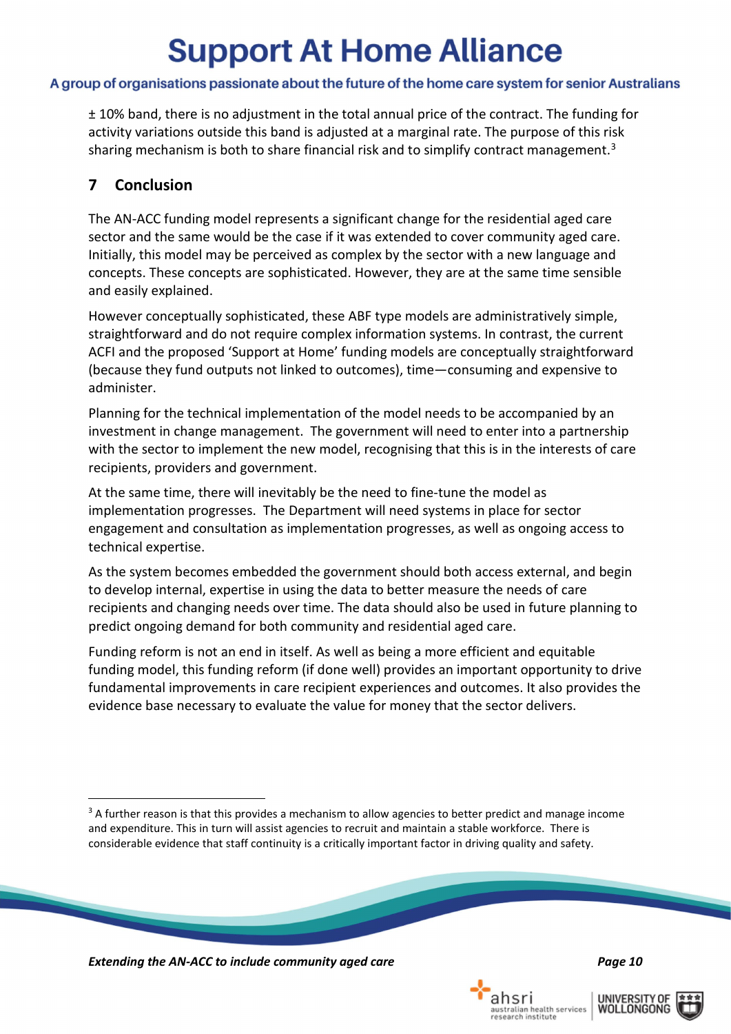± 10% band, there is no adjustment in the total annual price of the contract. The funding for activity variations outside this band is adjusted at a marginal rate. The purpose of this risk sharing mechanism is both to share financial risk and to simplify contract management.[3]

## 7 Conclusion

The AN-ACC funding model represents a significant change for the residential aged care sector and the same would be the case if it was extended to cover community aged care. Initially, this model may be perceived as complex by the sector with a new language and concepts. These concepts are sophisticated. However, they are at the same time sensible and easily explained.

However conceptually sophisticated, these ABF type models are administratively simple, straightforward and do not require complex information systems. In contrast, the current ACFI and the proposed 'Support at Home' funding models are conceptually straightforward (because they fund outputs not linked to outcomes), time—consuming and expensive to administer.

Planning for the technical implementation of the model needs to be accompanied by an investment in change management. The government will need to enter into a partnership with the sector to implement the new model, recognising that this is in the interests of care recipients, providers and government.

At the same time, there will inevitably be the need to fine-tune the model as implementation progresses. The Department will need systems in place for sector engagement and consultation as implementation progresses, as well as ongoing access to technical expertise.

As the system becomes embedded the government should both access external, and begin to develop internal, expertise in using the data to better measure the needs of care recipients and changing needs over time. The data should also be used in future planning to predict ongoing demand for both community and residential aged care.

Funding reform is not an end in itself. As well as being a more efficient and equitable funding model, this funding reform (if done well) provides an important opportunity to drive fundamental improvements in care recipient experiences and outcomes. It also provides the evidence base necessary to evaluate the value for money that the sector delivers.

---

[3] A further reason is that this provides a mechanism to allow agencies to better predict and manage income and expenditure. This in turn will assist agencies to recruit and maintain a stable workforce. There is considerable evidence that staff continuity is a critically important factor in driving quality and safety.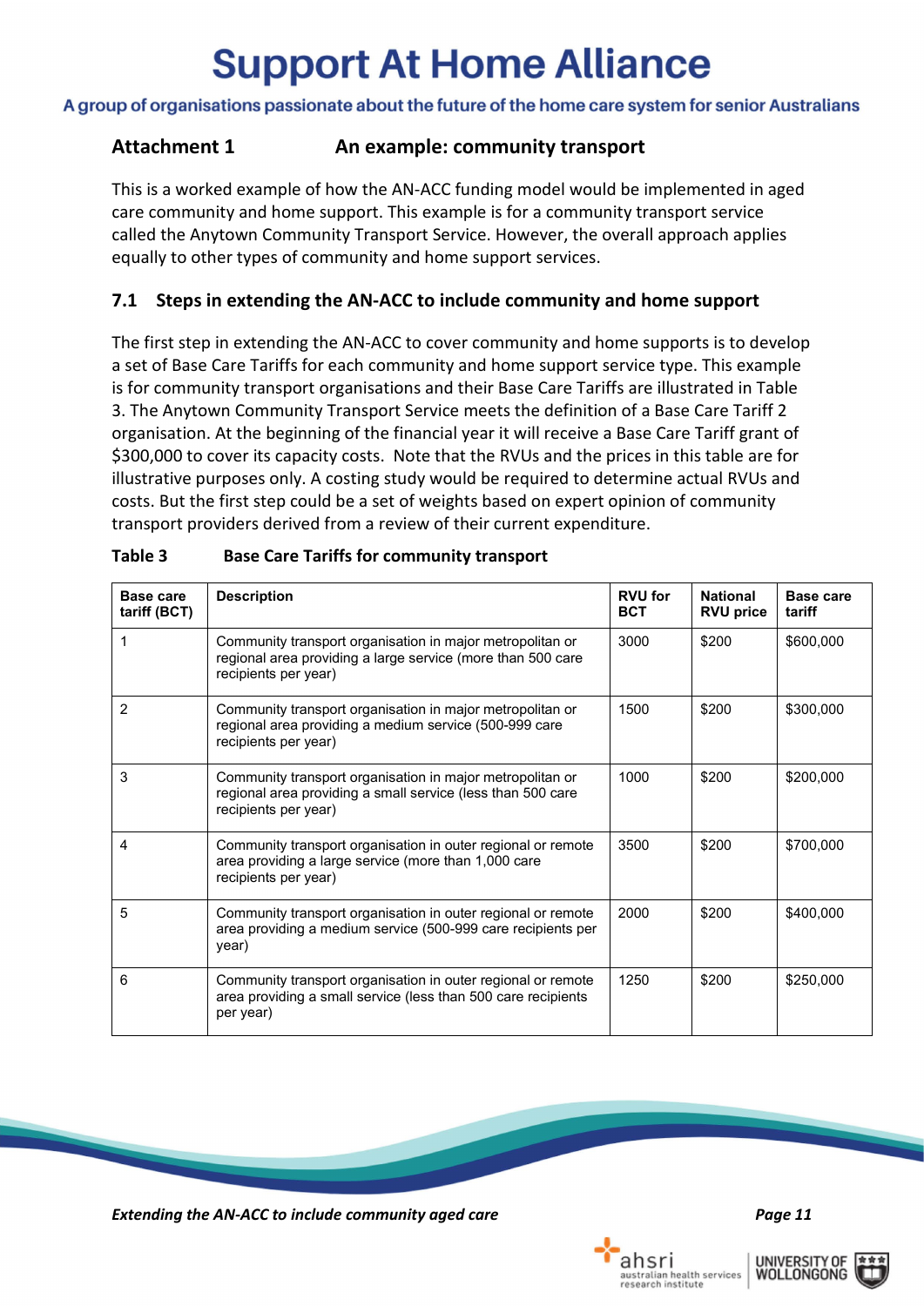## Attachment 1 An example: community transport

This is a worked example of how the AN-ACC funding model would be implemented in aged care community and home support. This example is for a community transport service called the Anytown Community Transport Service. However, the overall approach applies equally to other types of community and home support services.

### 7.1 Steps in extending the AN-ACC to include community and home support

The first step in extending the AN-ACC to cover community and home supports is to develop a set of Base Care Tariffs for each community and home support service type. This example is for community transport organisations and their Base Care Tariffs are illustrated in Table 3. The Anytown Community Transport Service meets the definition of a Base Care Tariff 2 organisation. At the beginning of the financial year it will receive a Base Care Tariff grant of $300,000 to cover its capacity costs. Note that the RVUs and the prices in this table are for illustrative purposes only. A costing study would be required to determine actual RVUs and costs. But the first step could be a set of weights based on expert opinion of community transport providers derived from a review of their current expenditure.

**Table 3 Base Care Tariffs for community transport**

| Base care tariff (BCT) | Description | RVU for BCT | National RVU price | Base care tariff |
|---|---|---|---|---|
| 1 | Community transport organisation in major metropolitan or regional area providing a large service (more than 500 care recipients per year) | 3000 | $200 | $600,000 |
| 2 | Community transport organisation in major metropolitan or regional area providing a medium service (500-999 care recipients per year) | 1500 | $200 | $300,000 |
| 3 | Community transport organisation in major metropolitan or regional area providing a small service (less than 500 care recipients per year) | 1000 | $200 | $200,000 |
| 4 | Community transport organisation in outer regional or remote area providing a large service (more than 1,000 care recipients per year) | 3500 | $200 | $700,000 |
| 5 | Community transport organisation in outer regional or remote area providing a medium service (500-999 care recipients per year) | 2000 | $200 | $400,000 |
| 6 | Community transport organisation in outer regional or remote area providing a small service (less than 500 care recipients per year) | 1250 | $200 | $250,000 |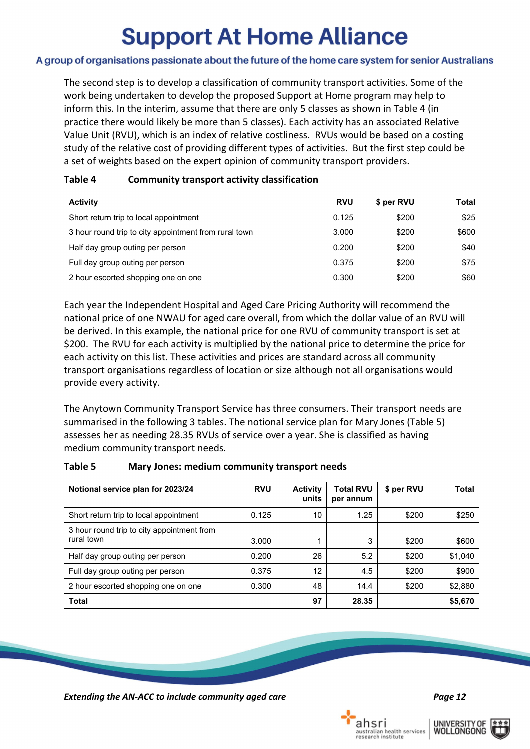The second step is to develop a classification of community transport activities. Some of the work being undertaken to develop the proposed Support at Home program may help to inform this. In the interim, assume that there are only 5 classes as shown in Table 4 (in practice there would likely be more than 5 classes). Each activity has an associated Relative Value Unit (RVU), which is an index of relative costliness. RVUs would be based on a costing study of the relative cost of providing different types of activities. But the first step could be a set of weights based on the expert opinion of community transport providers.

**Table 4 Community transport activity classification**

| Activity | RVU | $ per RVU | Total |
|---|---|---|---|
| Short return trip to local appointment | 0.125 | $200 | $25 |
| 3 hour round trip to city appointment from rural town | 3.000 | $200 | $600 |
| Half day group outing per person | 0.200 | $200 | $40 |
| Full day group outing per person | 0.375 | $200 | $75 |
| 2 hour escorted shopping one on one | 0.300 | $200 | $60 |

Each year the Independent Hospital and Aged Care Pricing Authority will recommend the national price of one NWAU for aged care overall, from which the dollar value of an RVU will be derived. In this example, the national price for one RVU of community transport is set at $200. The RVU for each activity is multiplied by the national price to determine the price for each activity on this list. These activities and prices are standard across all community transport organisations regardless of location or size although not all organisations would provide every activity.

The Anytown Community Transport Service has three consumers. Their transport needs are summarised in the following 3 tables. The notional service plan for Mary Jones (Table 5) assesses her as needing 28.35 RVUs of service over a year. She is classified as having medium community transport needs.

**Table 5 Mary Jones: medium community transport needs**

| Notional service plan for 2023/24 | RVU | Activity units | Total RVU per annum | $ per RVU | Total |
|---|---|---|---|---|---|
| Short return trip to local appointment | 0.125 | 10 | 1.25 | $200 | $250 |
| 3 hour round trip to city appointment from rural town | 3.000 | 1 | 3 | $200 | $600 |
| Half day group outing per person | 0.200 | 26 | 5.2 | $200 | $1,040 |
| Full day group outing per person | 0.375 | 12 | 4.5 | $200 | $900 |
| 2 hour escorted shopping one on one | 0.300 | 48 | 14.4 | $200 | $2,880 |
| **Total** | | **97** | **28.35** | | **$5,670** |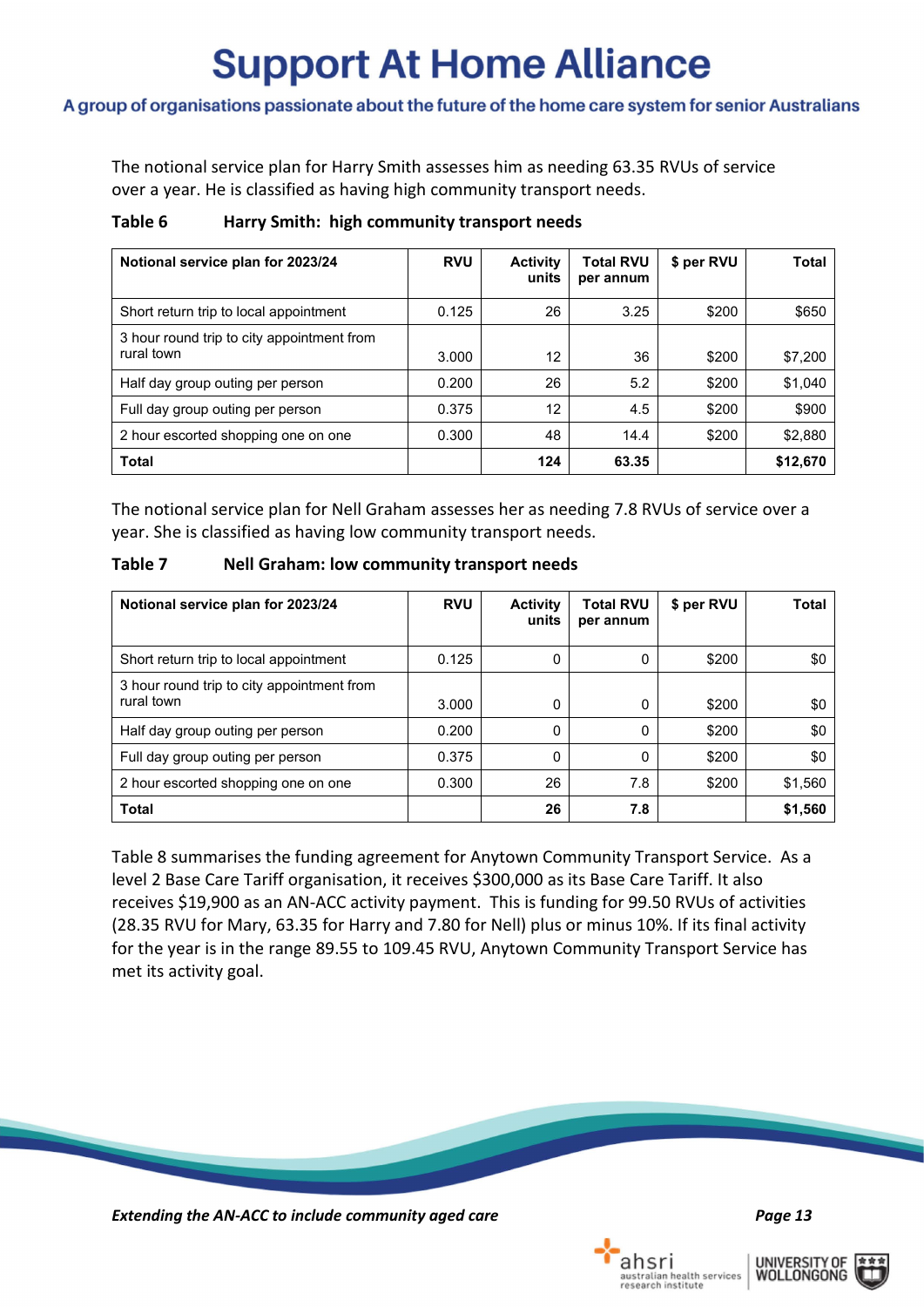The notional service plan for Harry Smith assesses him as needing 63.35 RVUs of service over a year. He is classified as having high community transport needs.

**Table 6 Harry Smith: high community transport needs**

| Notional service plan for 2023/24 | RVU | Activity units | Total RVU per annum | $ per RVU | Total |
|---|---|---|---|---|---|
| Short return trip to local appointment | 0.125 | 26 | 3.25 | $200 | $650 |
| 3 hour round trip to city appointment from rural town | 3.000 | 12 | 36 | $200 | $7,200 |
| Half day group outing per person | 0.200 | 26 | 5.2 | $200 | $1,040 |
| Full day group outing per person | 0.375 | 12 | 4.5 | $200 | $900 |
| 2 hour escorted shopping one on one | 0.300 | 48 | 14.4 | $200 | $2,880 |
| **Total** | | **124** | **63.35** | | **$12,670** |

The notional service plan for Nell Graham assesses her as needing 7.8 RVUs of service over a year. She is classified as having low community transport needs.

**Table 7 Nell Graham: low community transport needs**

| Notional service plan for 2023/24 | RVU | Activity units | Total RVU per annum | $ per RVU | Total |
|---|---|---|---|---|---|
| Short return trip to local appointment | 0.125 | 0 | 0 | $200 | $0 |
| 3 hour round trip to city appointment from rural town | 3.000 | 0 | 0 | $200 | $0 |
| Half day group outing per person | 0.200 | 0 | 0 | $200 | $0 |
| Full day group outing per person | 0.375 | 0 | 0 | $200 | $0 |
| 2 hour escorted shopping one on one | 0.300 | 26 | 7.8 | $200 | $1,560 |
| **Total** | | **26** | **7.8** | | **$1,560** |

Table 8 summarises the funding agreement for Anytown Community Transport Service. As a level 2 Base Care Tariff organisation, it receives $300,000 as its Base Care Tariff. It also receives $19,900 as an AN-ACC activity payment. This is funding for 99.50 RVUs of activities (28.35 RVU for Mary, 63.35 for Harry and 7.80 for Nell) plus or minus 10%. If its final activity for the year is in the range 89.55 to 109.45 RVU, Anytown Community Transport Service has met its activity goal.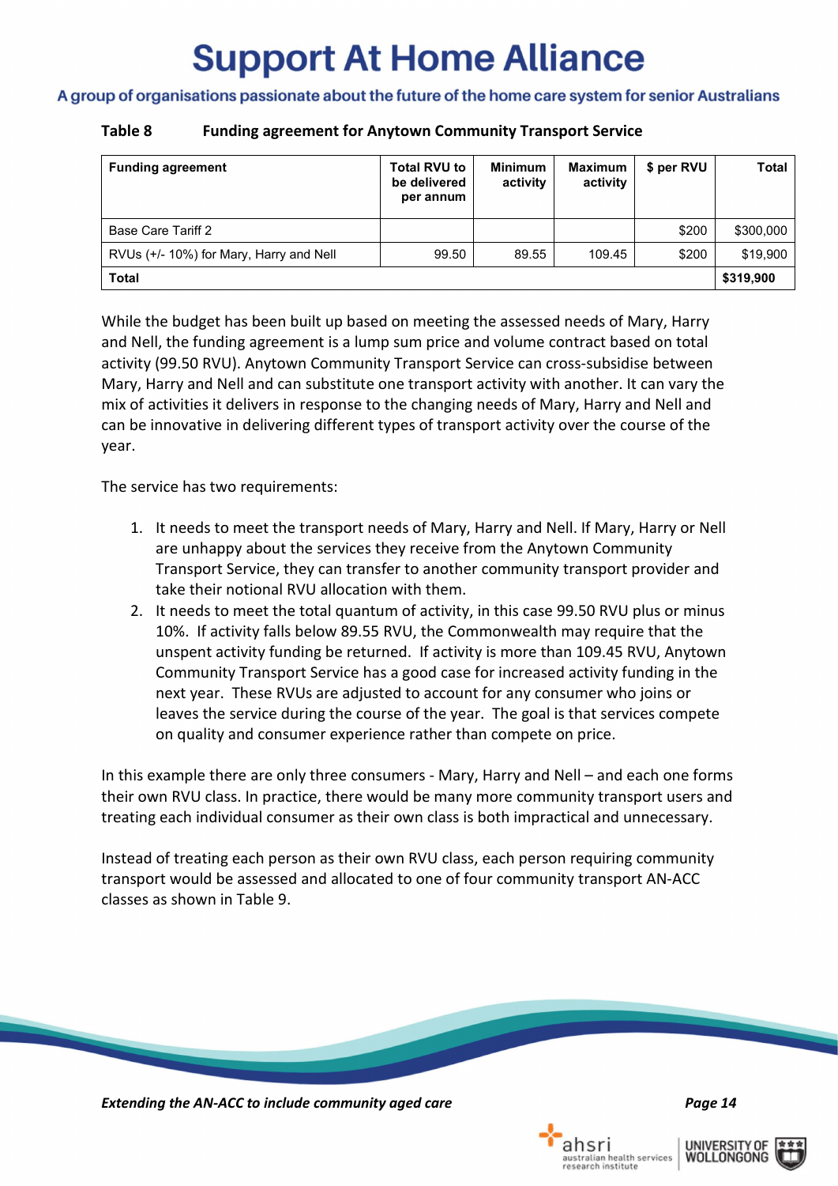**Table 8 Funding agreement for Anytown Community Transport Service**

| Funding agreement | Total RVU to be delivered per annum | Minimum activity | Maximum activity | $ per RVU | Total |
|---|---|---|---|---|---|
| Base Care Tariff 2 | | | | $200 | $300,000 |
| RVUs (+/- 10%) for Mary, Harry and Nell | 99.50 | 89.55 | 109.45 | $200 | $19,900 |
| **Total** | | | | | **$319,900** |

While the budget has been built up based on meeting the assessed needs of Mary, Harry and Nell, the funding agreement is a lump sum price and volume contract based on total activity (99.50 RVU). Anytown Community Transport Service can cross-subsidise between Mary, Harry and Nell and can substitute one transport activity with another. It can vary the mix of activities it delivers in response to the changing needs of Mary, Harry and Nell and can be innovative in delivering different types of transport activity over the course of the year.

The service has two requirements:

1. It needs to meet the transport needs of Mary, Harry and Nell. If Mary, Harry or Nell are unhappy about the services they receive from the Anytown Community Transport Service, they can transfer to another community transport provider and take their notional RVU allocation with them.
2. It needs to meet the total quantum of activity, in this case 99.50 RVU plus or minus 10%. If activity falls below 89.55 RVU, the Commonwealth may require that the unspent activity funding be returned. If activity is more than 109.45 RVU, Anytown Community Transport Service has a good case for increased activity funding in the next year. These RVUs are adjusted to account for any consumer who joins or leaves the service during the course of the year. The goal is that services compete on quality and consumer experience rather than compete on price.

In this example there are only three consumers - Mary, Harry and Nell – and each one forms their own RVU class. In practice, there would be many more community transport users and treating each individual consumer as their own class is both impractical and unnecessary.

Instead of treating each person as their own RVU class, each person requiring community transport would be assessed and allocated to one of four community transport AN-ACC classes as shown in Table 9.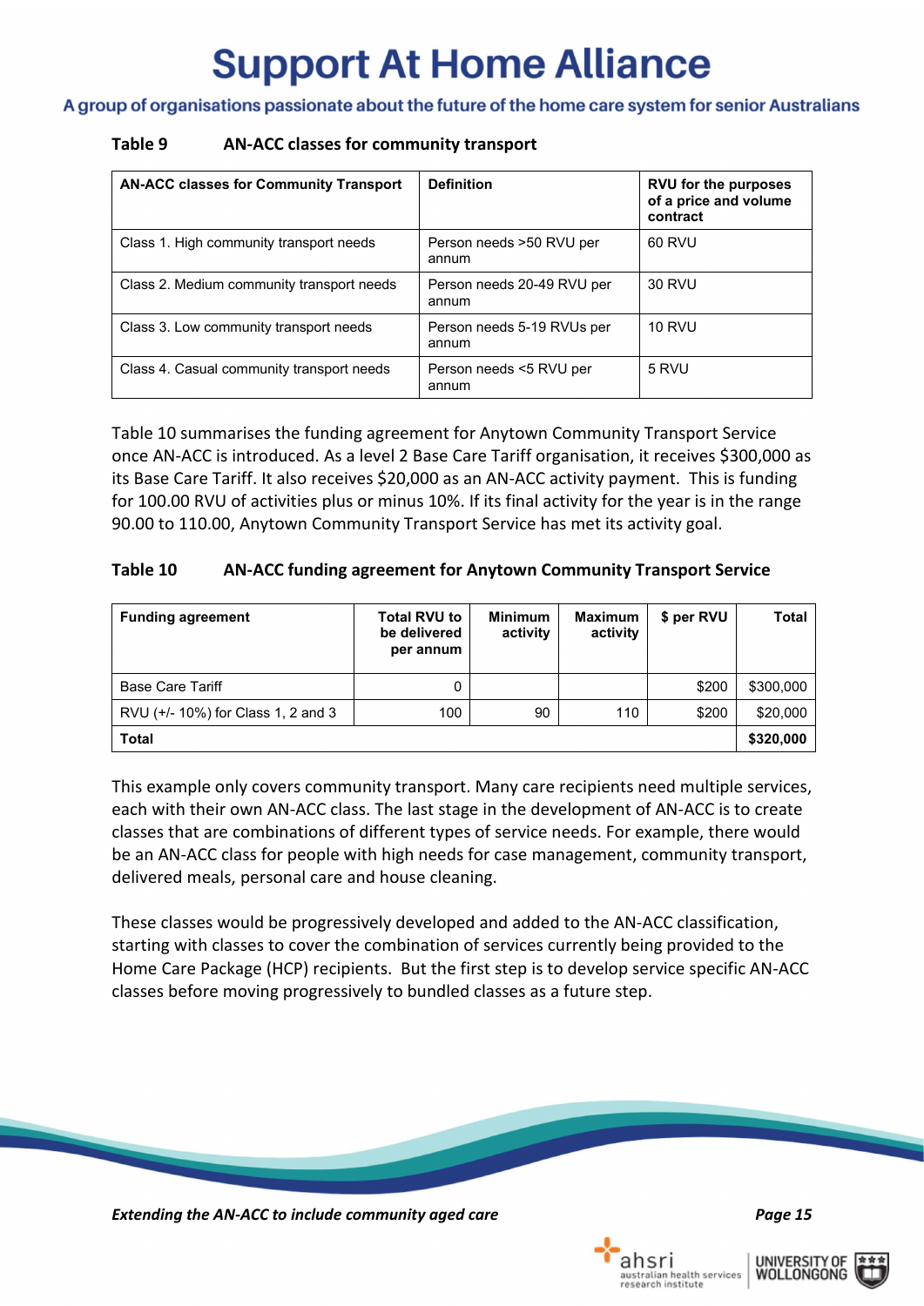**Table 9 AN-ACC classes for community transport**

| AN-ACC classes for Community Transport | Definition | RVU for the purposes of a price and volume contract |
|---|---|---|
| Class 1. High community transport needs | Person needs >50 RVU per annum | 60 RVU |
| Class 2. Medium community transport needs | Person needs 20-49 RVU per annum | 30 RVU |
| Class 3. Low community transport needs | Person needs 5-19 RVUs per annum | 10 RVU |
| Class 4. Casual community transport needs | Person needs <5 RVU per annum | 5 RVU |

Table 10 summarises the funding agreement for Anytown Community Transport Service once AN-ACC is introduced. As a level 2 Base Care Tariff organisation, it receives $300,000 as its Base Care Tariff. It also receives $20,000 as an AN-ACC activity payment. This is funding for 100.00 RVU of activities plus or minus 10%. If its final activity for the year is in the range 90.00 to 110.00, Anytown Community Transport Service has met its activity goal.

**Table 10 AN-ACC funding agreement for Anytown Community Transport Service**

| Funding agreement | Total RVU to be delivered per annum | Minimum activity | Maximum activity | $ per RVU | Total |
|---|---|---|---|---|---|
| Base Care Tariff | 0 | | | $200 | $300,000 |
| RVU (+/- 10%) for Class 1, 2 and 3 | 100 | 90 | 110 | $200 | $20,000 |
| **Total** | | | | | **$320,000** |

This example only covers community transport. Many care recipients need multiple services, each with their own AN-ACC class. The last stage in the development of AN-ACC is to create classes that are combinations of different types of service needs. For example, there would be an AN-ACC class for people with high needs for case management, community transport, delivered meals, personal care and house cleaning.

These classes would be progressively developed and added to the AN-ACC classification, starting with classes to cover the combination of services currently being provided to the Home Care Package (HCP) recipients. But the first step is to develop service specific AN-ACC classes before moving progressively to bundled classes as a future step.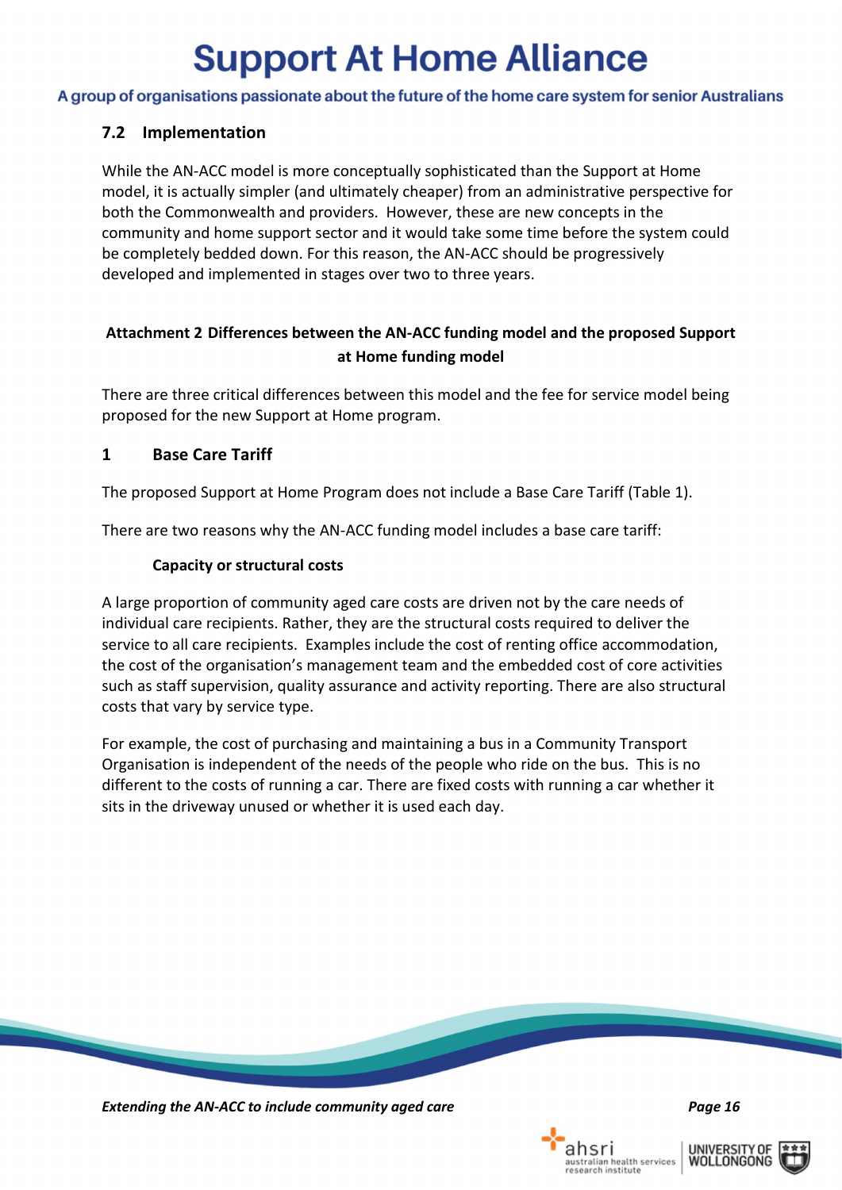### 7.2 Implementation

While the AN-ACC model is more conceptually sophisticated than the Support at Home model, it is actually simpler (and ultimately cheaper) from an administrative perspective for both the Commonwealth and providers. However, these are new concepts in the community and home support sector and it would take some time before the system could be completely bedded down. For this reason, the AN-ACC should be progressively developed and implemented in stages over two to three years.

## Attachment 2 Differences between the AN-ACC funding model and the proposed Support at Home funding model

There are three critical differences between this model and the fee for service model being proposed for the new Support at Home program.

### 1 Base Care Tariff

The proposed Support at Home Program does not include a Base Care Tariff (Table 1).

There are two reasons why the AN-ACC funding model includes a base care tariff:

**Capacity or structural costs**

A large proportion of community aged care costs are driven not by the care needs of individual care recipients. Rather, they are the structural costs required to deliver the service to all care recipients. Examples include the cost of renting office accommodation, the cost of the organisation's management team and the embedded cost of core activities such as staff supervision, quality assurance and activity reporting. There are also structural costs that vary by service type.

For example, the cost of purchasing and maintaining a bus in a Community Transport Organisation is independent of the needs of the people who ride on the bus. This is no different to the costs of running a car. There are fixed costs with running a car whether it sits in the driveway unused or whether it is used each day.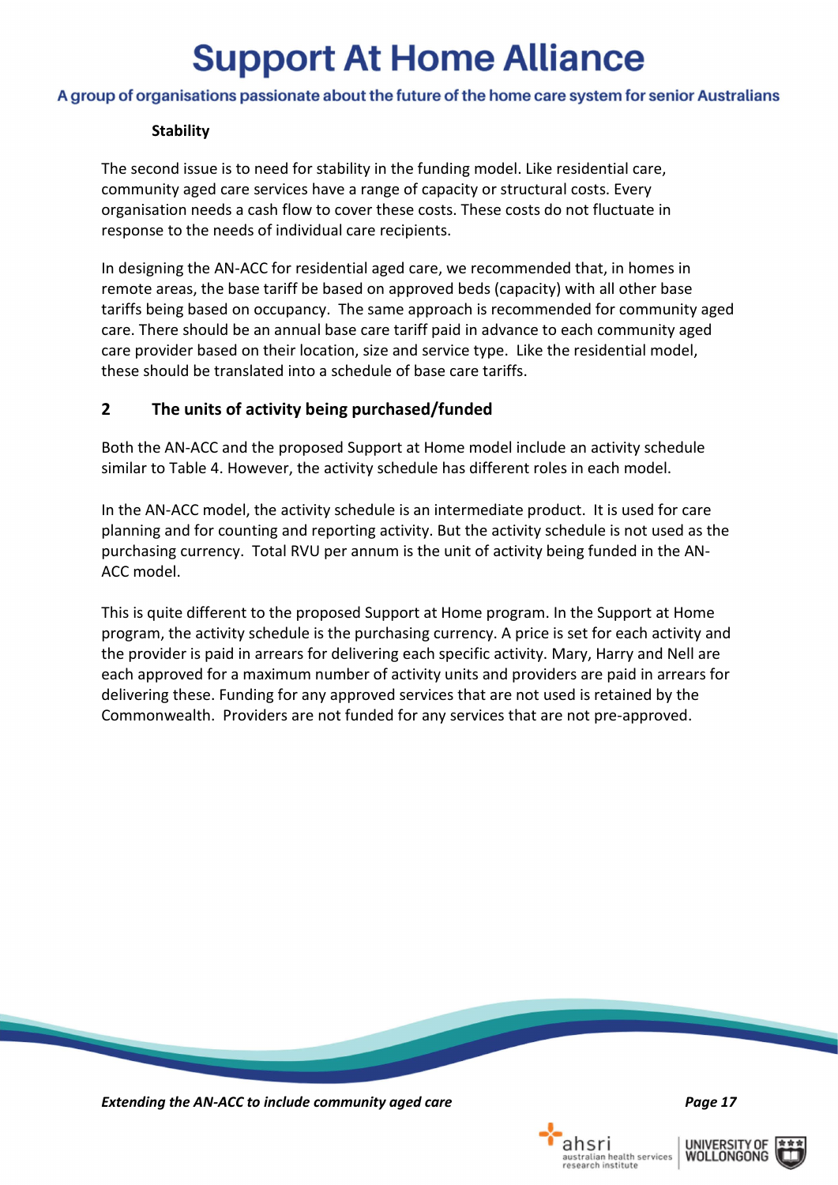### Stability

The second issue is to need for stability in the funding model. Like residential care, community aged care services have a range of capacity or structural costs. Every organisation needs a cash flow to cover these costs. These costs do not fluctuate in response to the needs of individual care recipients.

In designing the AN-ACC for residential aged care, we recommended that, in homes in remote areas, the base tariff be based on approved beds (capacity) with all other base tariffs being based on occupancy. The same approach is recommended for community aged care. There should be an annual base care tariff paid in advance to each community aged care provider based on their location, size and service type. Like the residential model, these should be translated into a schedule of base care tariffs.

## 2 The units of activity being purchased/funded

Both the AN-ACC and the proposed Support at Home model include an activity schedule similar to Table 4. However, the activity schedule has different roles in each model.

In the AN-ACC model, the activity schedule is an intermediate product. It is used for care planning and for counting and reporting activity. But the activity schedule is not used as the purchasing currency. Total RVU per annum is the unit of activity being funded in the AN-ACC model.

This is quite different to the proposed Support at Home program. In the Support at Home program, the activity schedule is the purchasing currency. A price is set for each activity and the provider is paid in arrears for delivering each specific activity. Mary, Harry and Nell are each approved for a maximum number of activity units and providers are paid in arrears for delivering these. Funding for any approved services that are not used is retained by the Commonwealth. Providers are not funded for any services that are not pre-approved.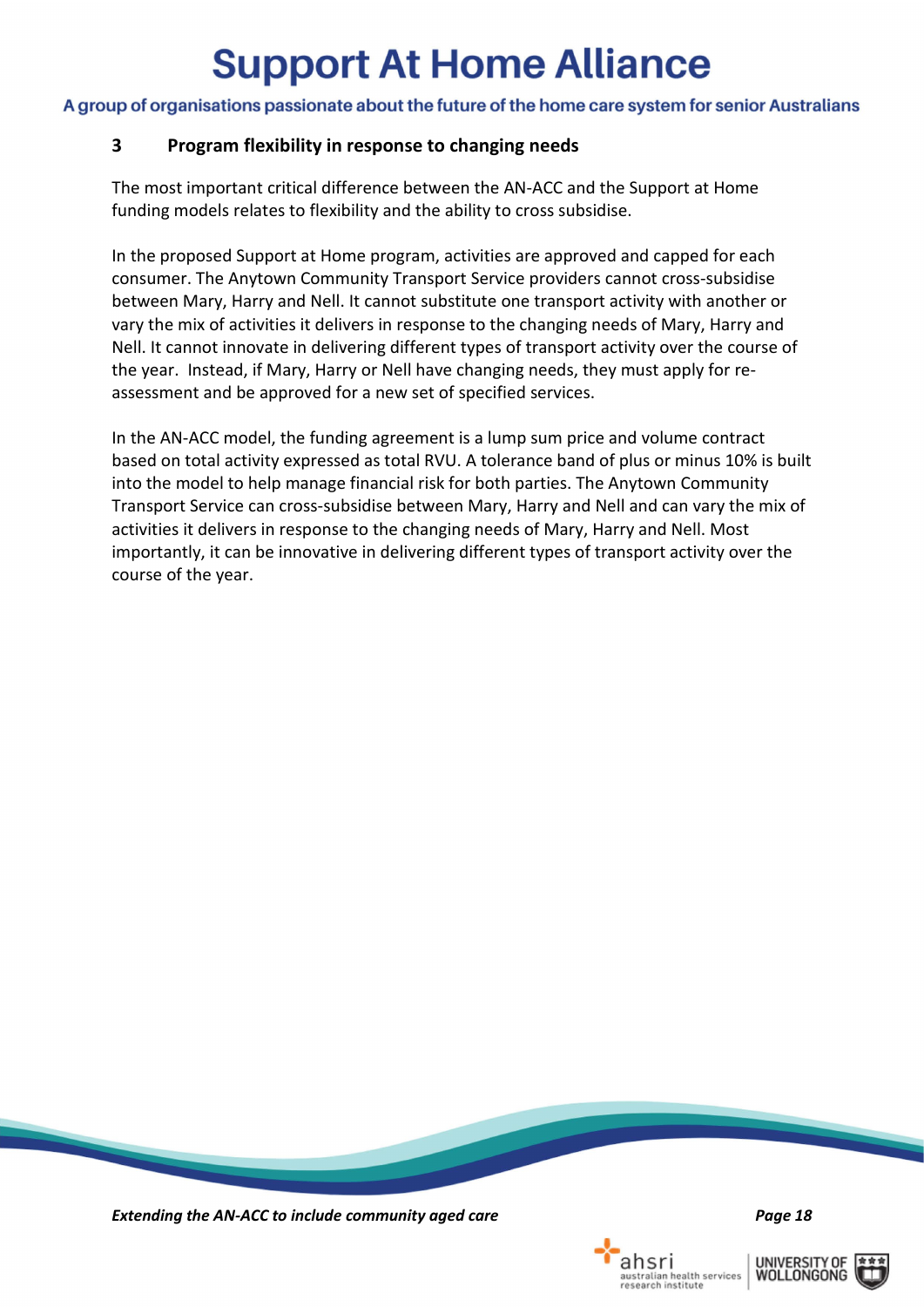## 3 Program flexibility in response to changing needs

The most important critical difference between the AN-ACC and the Support at Home funding models relates to flexibility and the ability to cross subsidise.

In the proposed Support at Home program, activities are approved and capped for each consumer. The Anytown Community Transport Service providers cannot cross-subsidise between Mary, Harry and Nell. It cannot substitute one transport activity with another or vary the mix of activities it delivers in response to the changing needs of Mary, Harry and Nell. It cannot innovate in delivering different types of transport activity over the course of the year. Instead, if Mary, Harry or Nell have changing needs, they must apply for re-assessment and be approved for a new set of specified services.

In the AN-ACC model, the funding agreement is a lump sum price and volume contract based on total activity expressed as total RVU. A tolerance band of plus or minus 10% is built into the model to help manage financial risk for both parties. The Anytown Community Transport Service can cross-subsidise between Mary, Harry and Nell and can vary the mix of activities it delivers in response to the changing needs of Mary, Harry and Nell. Most importantly, it can be innovative in delivering different types of transport activity over the course of the year.